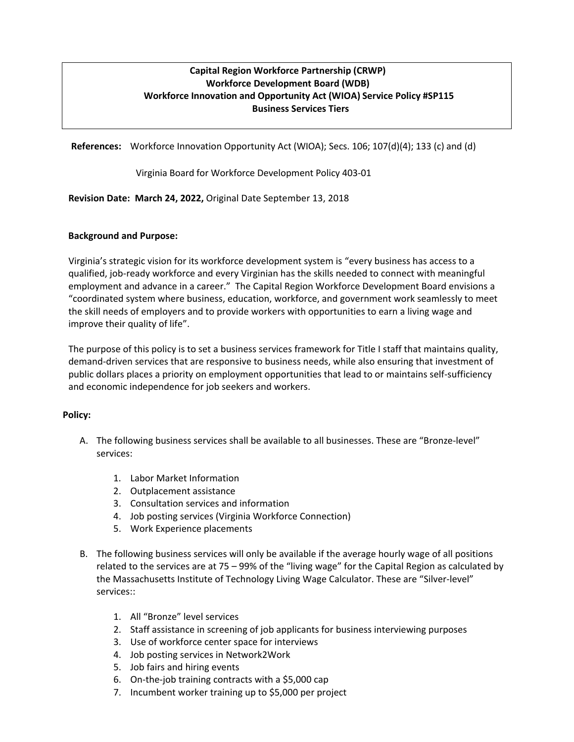# Capital Region Workforce Partnership (CRWP)
# Workforce Development Board (WDB)
# Workforce Innovation and Opportunity Act (WIOA) Service Policy #SP115
# Business Services Tiers

**References:** Workforce Innovation Opportunity Act (WIOA); Secs. 106; 107(d)(4); 133 (c) and (d)

Virginia Board for Workforce Development Policy 403-01

**Revision Date: March 24, 2022,** Original Date September 13, 2018

**Background and Purpose:**

Virginia's strategic vision for its workforce development system is "every business has access to a qualified, job-ready workforce and every Virginian has the skills needed to connect with meaningful employment and advance in a career." The Capital Region Workforce Development Board envisions a "coordinated system where business, education, workforce, and government work seamlessly to meet the skill needs of employers and to provide workers with opportunities to earn a living wage and improve their quality of life".

The purpose of this policy is to set a business services framework for Title I staff that maintains quality, demand-driven services that are responsive to business needs, while also ensuring that investment of public dollars places a priority on employment opportunities that lead to or maintains self-sufficiency and economic independence for job seekers and workers.

**Policy:**

A. The following business services shall be available to all businesses. These are "Bronze-level" services:

    1. Labor Market Information
    2. Outplacement assistance
    3. Consultation services and information
    4. Job posting services (Virginia Workforce Connection)
    5. Work Experience placements

B. The following business services will only be available if the average hourly wage of all positions related to the services are at 75 – 99% of the "living wage" for the Capital Region as calculated by the Massachusetts Institute of Technology Living Wage Calculator. These are "Silver-level" services::

    1. All "Bronze" level services
    2. Staff assistance in screening of job applicants for business interviewing purposes
    3. Use of workforce center space for interviews
    4. Job posting services in Network2Work
    5. Job fairs and hiring events
    6. On-the-job training contracts with a $5,000 cap
    7. Incumbent worker training up to $5,000 per project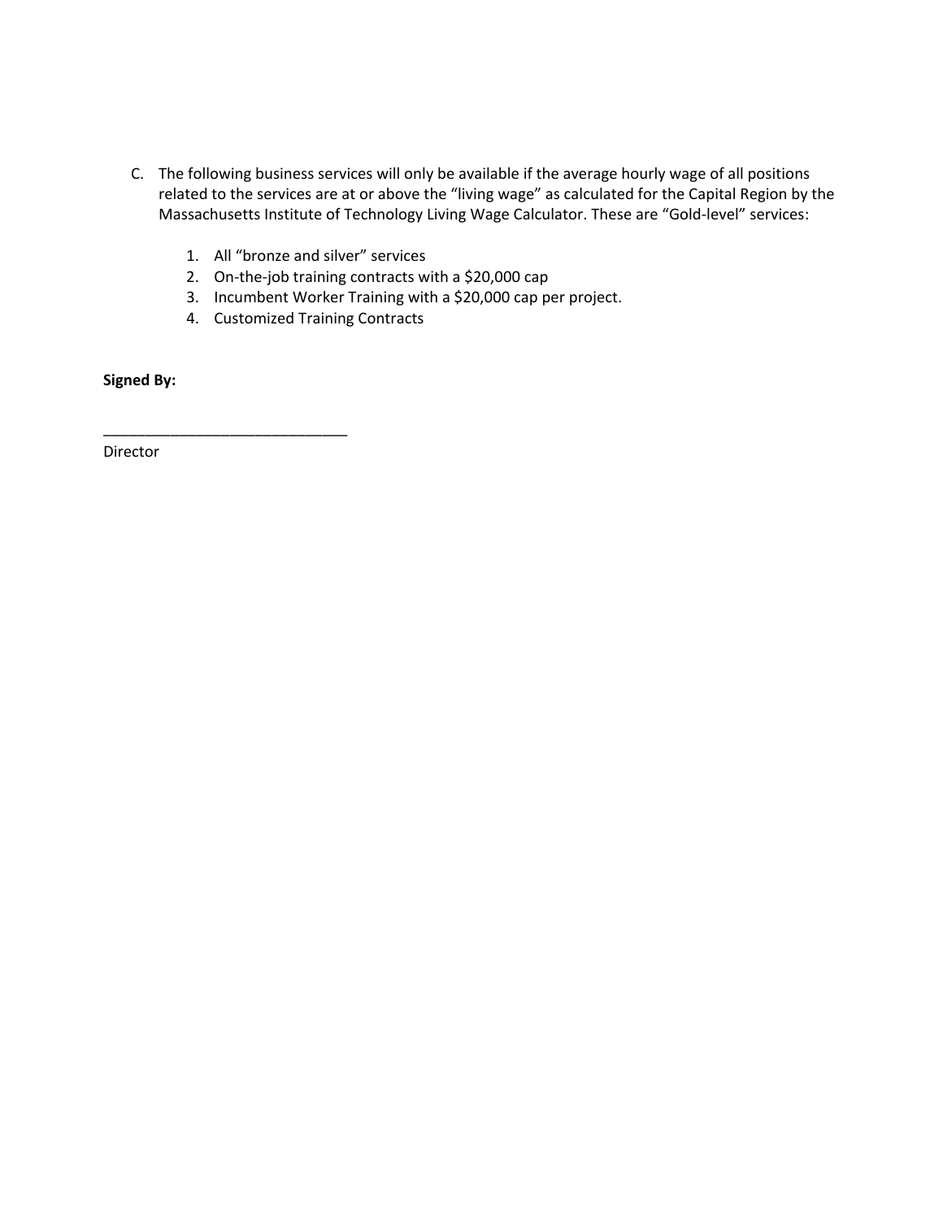C. The following business services will only be available if the average hourly wage of all positions related to the services are at or above the "living wage" as calculated for the Capital Region by the Massachusetts Institute of Technology Living Wage Calculator. These are "Gold-level" services:

   1. All "bronze and silver" services
   2. On-the-job training contracts with a $20,000 cap
   3. Incumbent Worker Training with a $20,000 cap per project.
   4. Customized Training Contracts

**Signed By:**

_____________________________

Director